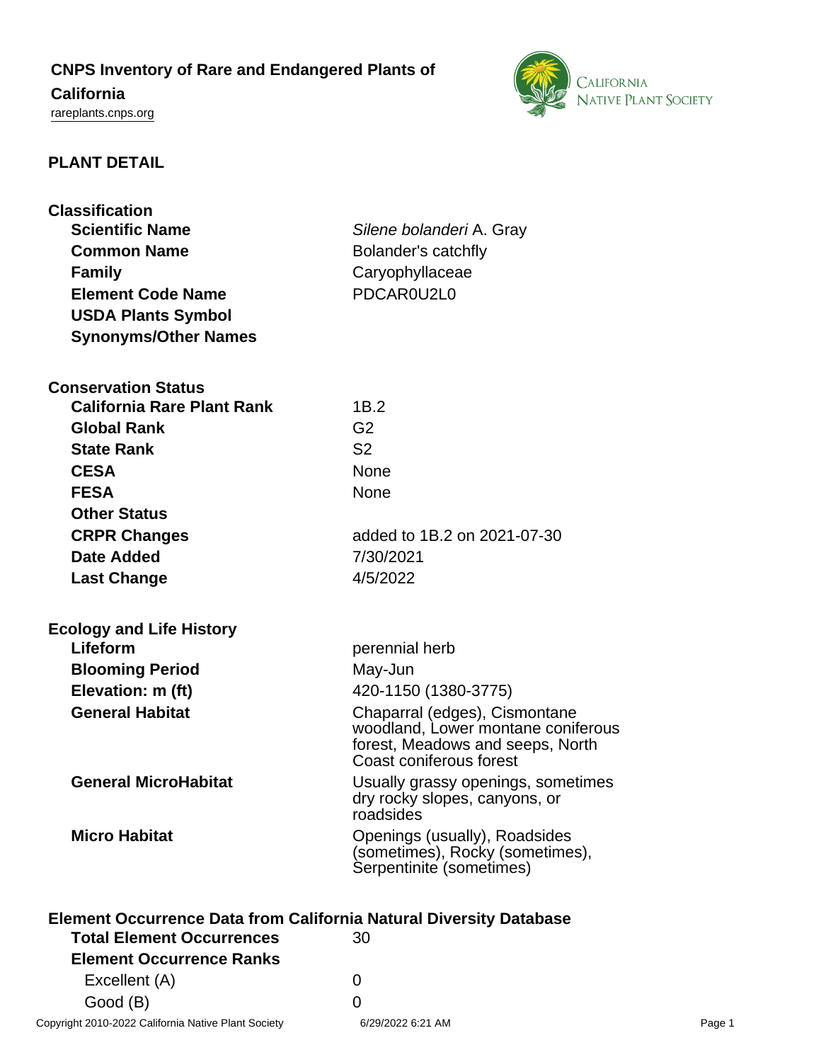# CNPS Inventory of Rare and Endangered Plants of California

rareplants.cnps.org

## PLANT DETAIL

### Classification

| | |
|---|---|
| **Scientific Name** | *Silene bolanderi* A. Gray |
| **Common Name** | Bolander's catchfly |
| **Family** | Caryophyllaceae |
| **Element Code Name** | PDCAR0U2L0 |
| **USDA Plants Symbol** | |
| **Synonyms/Other Names** | |

### Conservation Status

| | |
|---|---|
| **California Rare Plant Rank** | 1B.2 |
| **Global Rank** | G2 |
| **State Rank** | S2 |
| **CESA** | None |
| **FESA** | None |
| **Other Status** | |
| **CRPR Changes** | added to 1B.2 on 2021-07-30 |
| **Date Added** | 7/30/2021 |
| **Last Change** | 4/5/2022 |

### Ecology and Life History

| | |
|---|---|
| **Lifeform** | perennial herb |
| **Blooming Period** | May-Jun |
| **Elevation: m (ft)** | 420-1150 (1380-3775) |
| **General Habitat** | Chaparral (edges), Cismontane woodland, Lower montane coniferous forest, Meadows and seeps, North Coast coniferous forest |
| **General MicroHabitat** | Usually grassy openings, sometimes dry rocky slopes, canyons, or roadsides |
| **Micro Habitat** | Openings (usually), Roadsides (sometimes), Rocky (sometimes), Serpentinite (sometimes) |

### Element Occurrence Data from California Natural Diversity Database

| | |
|---|---|
| **Total Element Occurrences** | 30 |
| **Element Occurrence Ranks** | |
| Excellent (A) | 0 |
| Good (B) | 0 |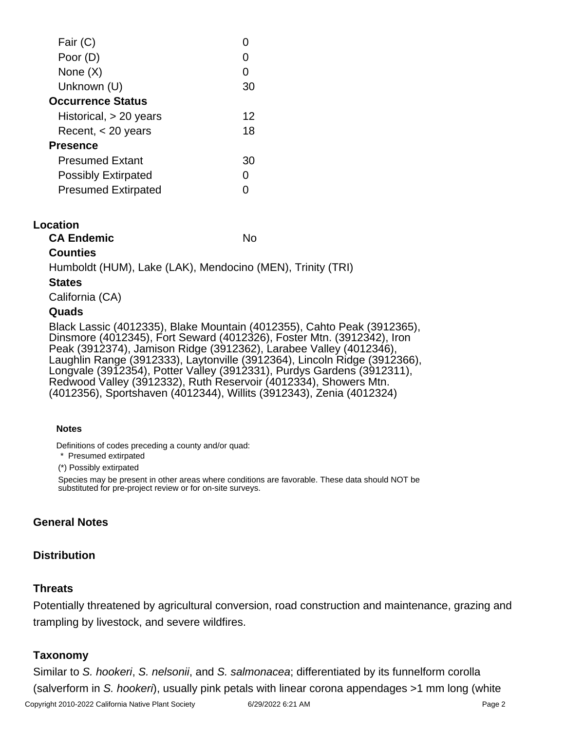| | |
|---|---|
| Fair (C) | 0 |
| Poor (D) | 0 |
| None (X) | 0 |
| Unknown (U) | 30 |
| **Occurrence Status** | |
| Historical, > 20 years | 12 |
| Recent, < 20 years | 18 |
| **Presence** | |
| Presumed Extant | 30 |
| Possibly Extirpated | 0 |
| Presumed Extirpated | 0 |

## Location

**CA Endemic** No

**Counties**

Humboldt (HUM), Lake (LAK), Mendocino (MEN), Trinity (TRI)

**States**

California (CA)

**Quads**

Black Lassic (4012335), Blake Mountain (4012355), Cahto Peak (3912365), Dinsmore (4012345), Fort Seward (4012326), Foster Mtn. (3912342), Iron Peak (3912374), Jamison Ridge (3912362), Larabee Valley (4012346), Laughlin Range (3912333), Laytonville (3912364), Lincoln Ridge (3912366), Longvale (3912354), Potter Valley (3912331), Purdys Gardens (3912311), Redwood Valley (3912332), Ruth Reservoir (4012334), Showers Mtn. (4012356), Sportshaven (4012344), Willits (3912343), Zenia (4012324)

**Notes**

Definitions of codes preceding a county and/or quad:

\* Presumed extirpated

(*) Possibly extirpated

Species may be present in other areas where conditions are favorable. These data should NOT be substituted for pre-project review or for on-site surveys.

## General Notes

## Distribution

## Threats

Potentially threatened by agricultural conversion, road construction and maintenance, grazing and trampling by livestock, and severe wildfires.

## Taxonomy

Similar to *S. hookeri*, *S. nelsonii*, and *S. salmonacea*; differentiated by its funnelform corolla (salverform in *S. hookeri*), usually pink petals with linear corona appendages >1 mm long (white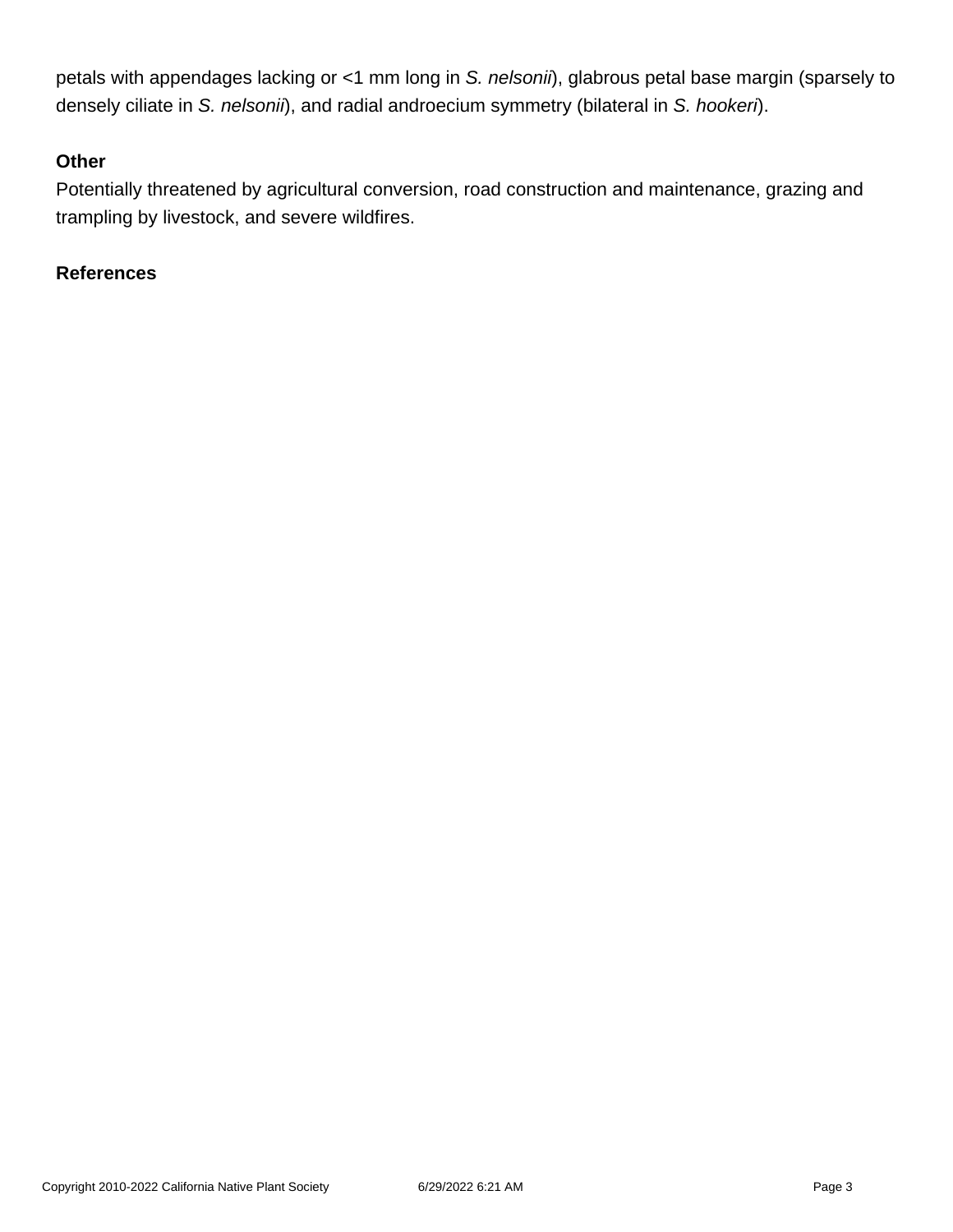petals with appendages lacking or <1 mm long in *S. nelsonii*), glabrous petal base margin (sparsely to densely ciliate in *S. nelsonii*), and radial androecium symmetry (bilateral in *S. hookeri*).

### Other

Potentially threatened by agricultural conversion, road construction and maintenance, grazing and trampling by livestock, and severe wildfires.

### References